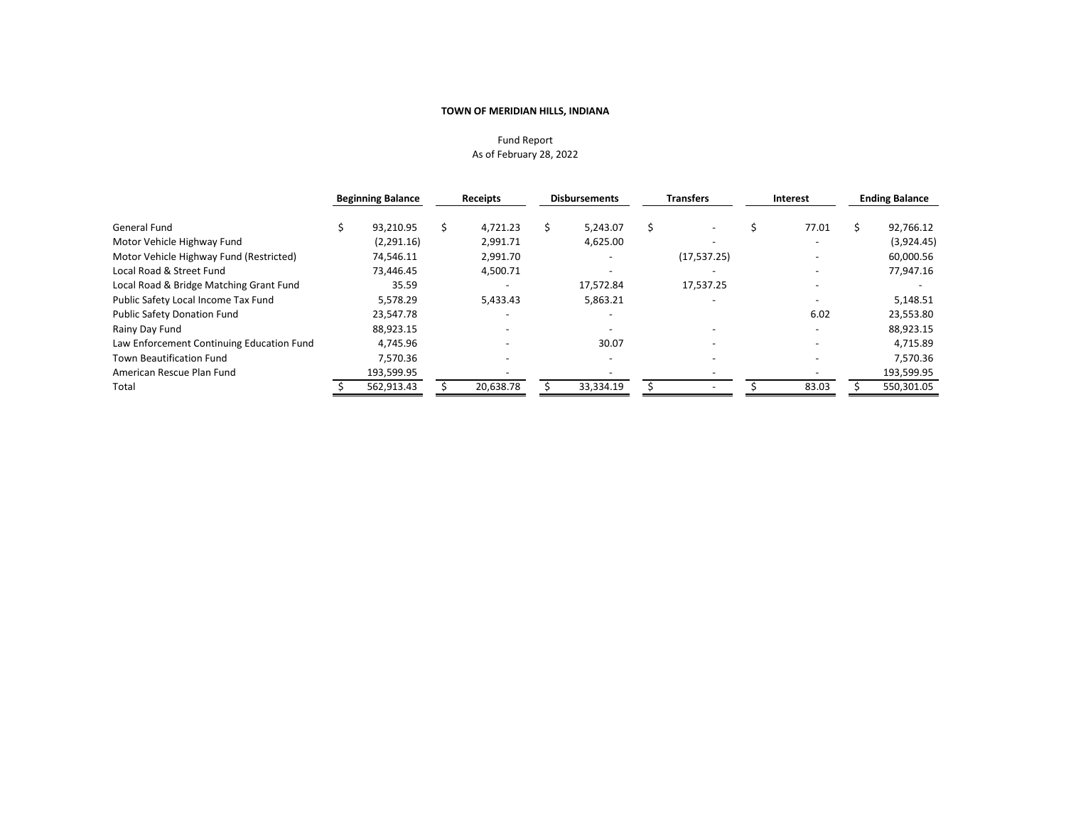**TOWN OF MERIDIAN HILLS, INDIANA**

Fund Report
As of February 28, 2022

| | Beginning Balance | Receipts | Disbursements | Transfers | Interest | Ending Balance |
|---|---|---|---|---|---|---|
| General Fund | $ 93,210.95 | $ 4,721.23 | $ 5,243.07 | $ - | $ 77.01 | $ 92,766.12 |
| Motor Vehicle Highway Fund | (2,291.16) | 2,991.71 | 4,625.00 | - | - | (3,924.45) |
| Motor Vehicle Highway Fund (Restricted) | 74,546.11 | 2,991.70 | - | (17,537.25) | - | 60,000.56 |
| Local Road & Street Fund | 73,446.45 | 4,500.71 | - | - | - | 77,947.16 |
| Local Road & Bridge Matching Grant Fund | 35.59 | - | 17,572.84 | 17,537.25 | - | - |
| Public Safety Local Income Tax Fund | 5,578.29 | 5,433.43 | 5,863.21 | - | - | 5,148.51 |
| Public Safety Donation Fund | 23,547.78 | - | - | | 6.02 | 23,553.80 |
| Rainy Day Fund | 88,923.15 | - | - | - | - | 88,923.15 |
| Law Enforcement Continuing Education Fund | 4,745.96 | - | 30.07 | - | - | 4,715.89 |
| Town Beautification Fund | 7,570.36 | - | - | - | - | 7,570.36 |
| American Rescue Plan Fund | 193,599.95 | - | - | - | - | 193,599.95 |
| Total | $ 562,913.43 | $ 20,638.78 | $ 33,334.19 | $ - | $ 83.03 | $ 550,301.05 |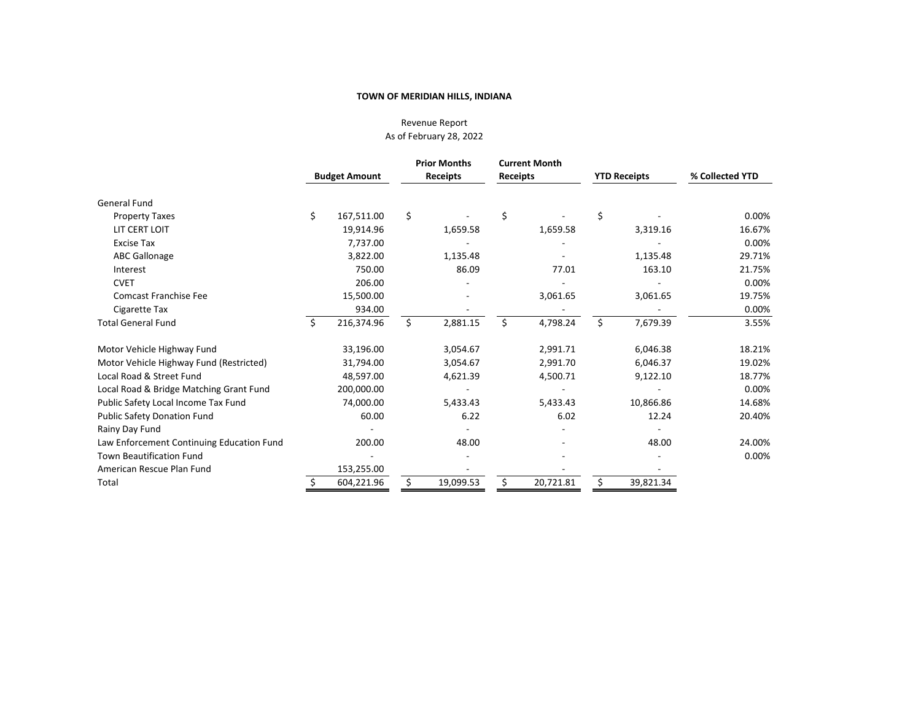**TOWN OF MERIDIAN HILLS, INDIANA**

Revenue Report
As of February 28, 2022

| | Budget Amount | Prior Months Receipts | Current Month Receipts | YTD Receipts | % Collected YTD |
|---|---|---|---|---|---|
| General Fund | | | | | |
| Property Taxes | $ 167,511.00 | $ - | $ - | $ - | 0.00% |
| LIT CERT LOIT | 19,914.96 | 1,659.58 | 1,659.58 | 3,319.16 | 16.67% |
| Excise Tax | 7,737.00 | - | - | - | 0.00% |
| ABC Gallonage | 3,822.00 | 1,135.48 | - | 1,135.48 | 29.71% |
| Interest | 750.00 | 86.09 | 77.01 | 163.10 | 21.75% |
| CVET | 206.00 | - | - | - | 0.00% |
| Comcast Franchise Fee | 15,500.00 | - | 3,061.65 | 3,061.65 | 19.75% |
| Cigarette Tax | 934.00 | - | - | - | 0.00% |
| Total General Fund | $ 216,374.96 | $ 2,881.15 | $ 4,798.24 | $ 7,679.39 | 3.55% |
| Motor Vehicle Highway Fund | 33,196.00 | 3,054.67 | 2,991.71 | 6,046.38 | 18.21% |
| Motor Vehicle Highway Fund (Restricted) | 31,794.00 | 3,054.67 | 2,991.70 | 6,046.37 | 19.02% |
| Local Road & Street Fund | 48,597.00 | 4,621.39 | 4,500.71 | 9,122.10 | 18.77% |
| Local Road & Bridge Matching Grant Fund | 200,000.00 | - | - | - | 0.00% |
| Public Safety Local Income Tax Fund | 74,000.00 | 5,433.43 | 5,433.43 | 10,866.86 | 14.68% |
| Public Safety Donation Fund | 60.00 | 6.22 | 6.02 | 12.24 | 20.40% |
| Rainy Day Fund | - | - | - | - | |
| Law Enforcement Continuing Education Fund | 200.00 | 48.00 | - | 48.00 | 24.00% |
| Town Beautification Fund | - | - | - | - | 0.00% |
| American Rescue Plan Fund | 153,255.00 | - | - | - | |
| Total | $ 604,221.96 | $ 19,099.53 | $ 20,721.81 | $ 39,821.34 | |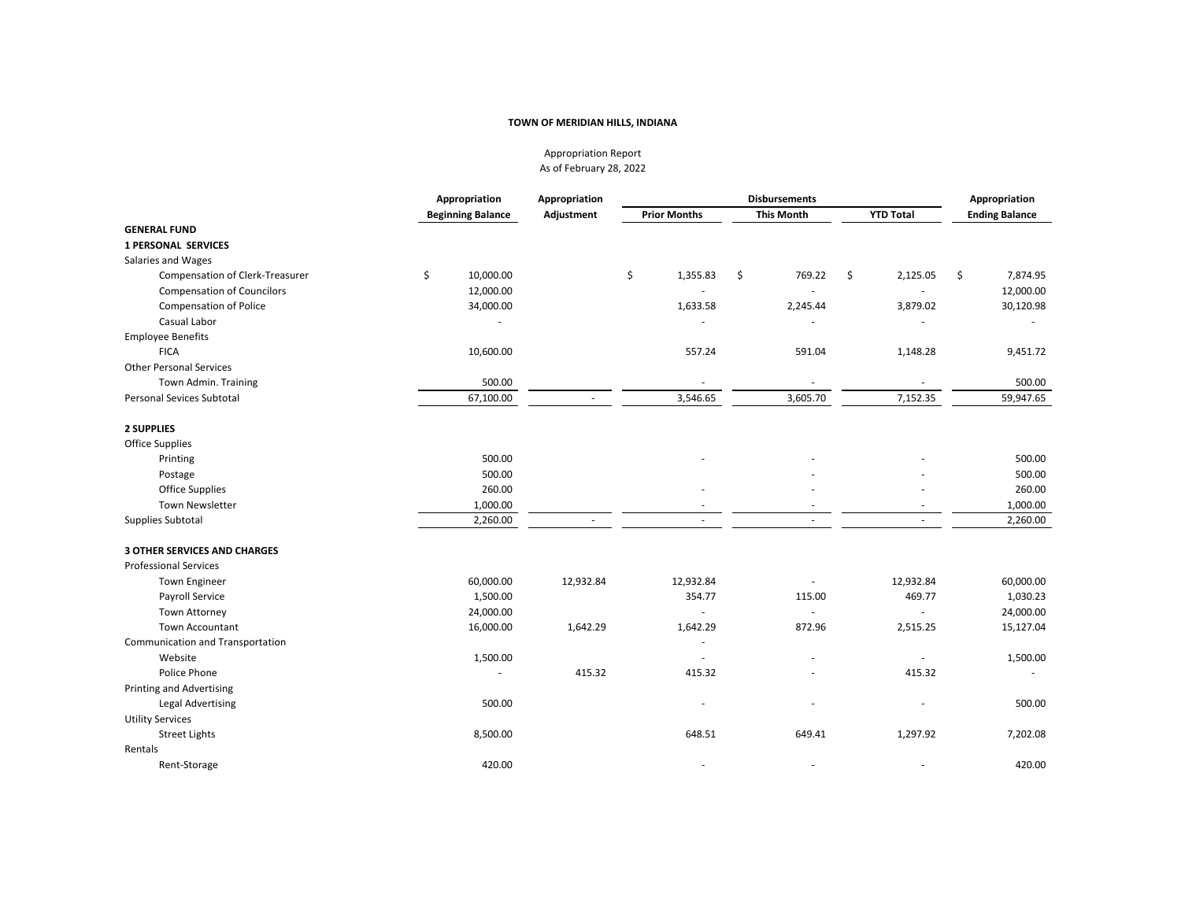**TOWN OF MERIDIAN HILLS, INDIANA**

Appropriation Report
As of February 28, 2022

| | Appropriation Beginning Balance | Appropriation Adjustment | Disbursements Prior Months | Disbursements This Month | Disbursements YTD Total | Appropriation Ending Balance |
|---|---|---|---|---|---|---|
| **GENERAL FUND** | | | | | | |
| **1 PERSONAL SERVICES** | | | | | | |
| Salaries and Wages | | | | | | |
| Compensation of Clerk-Treasurer | $ 10,000.00 | | $ 1,355.83 | $ 769.22 | $ 2,125.05 | $ 7,874.95 |
| Compensation of Councilors | 12,000.00 | | - | - | - | 12,000.00 |
| Compensation of Police | 34,000.00 | | 1,633.58 | 2,245.44 | 3,879.02 | 30,120.98 |
| Casual Labor | - | | - | - | - | - |
| Employee Benefits | | | | | | |
| FICA | 10,600.00 | | 557.24 | 591.04 | 1,148.28 | 9,451.72 |
| Other Personal Services | | | | | | |
| Town Admin. Training | 500.00 | | - | - | - | 500.00 |
| Personal Sevices Subtotal | 67,100.00 | - | 3,546.65 | 3,605.70 | 7,152.35 | 59,947.65 |
| | | | | | | |
| **2 SUPPLIES** | | | | | | |
| Office Supplies | | | | | | |
| Printing | 500.00 | | - | - | - | 500.00 |
| Postage | 500.00 | | | - | - | 500.00 |
| Office Supplies | 260.00 | | - | - | - | 260.00 |
| Town Newsletter | 1,000.00 | | - | - | - | 1,000.00 |
| Supplies Subtotal | 2,260.00 | - | - | - | - | 2,260.00 |
| | | | | | | |
| **3 OTHER SERVICES AND CHARGES** | | | | | | |
| Professional Services | | | | | | |
| Town Engineer | 60,000.00 | 12,932.84 | 12,932.84 | - | 12,932.84 | 60,000.00 |
| Payroll Service | 1,500.00 | | 354.77 | 115.00 | 469.77 | 1,030.23 |
| Town Attorney | 24,000.00 | | - | - | - | 24,000.00 |
| Town Accountant | 16,000.00 | 1,642.29 | 1,642.29 | 872.96 | 2,515.25 | 15,127.04 |
| Communication and Transportation | | | - | | | |
| Website | 1,500.00 | | - | - | - | 1,500.00 |
| Police Phone | - | 415.32 | 415.32 | - | 415.32 | - |
| Printing and Advertising | | | | | | |
| Legal Advertising | 500.00 | | - | - | - | 500.00 |
| Utility Services | | | | | | |
| Street Lights | 8,500.00 | | 648.51 | 649.41 | 1,297.92 | 7,202.08 |
| Rentals | | | | | | |
| Rent-Storage | 420.00 | | - | - | - | 420.00 |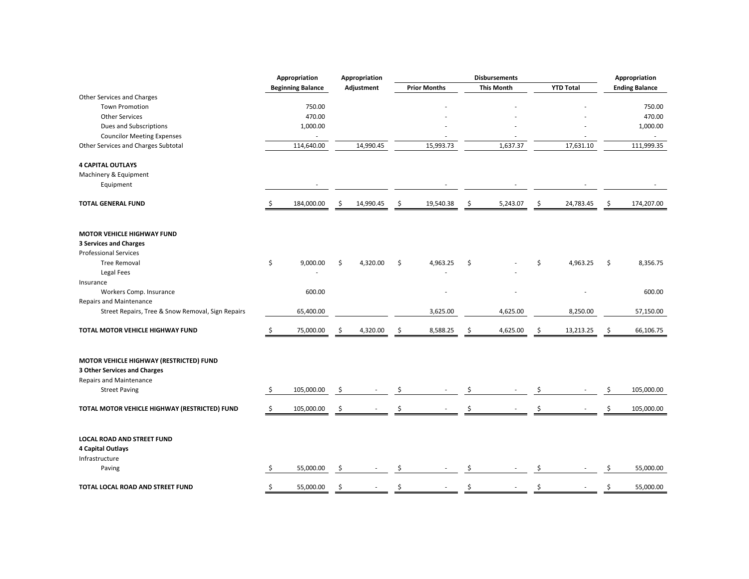| | Appropriation Beginning Balance | Appropriation Adjustment | Disbursements Prior Months | Disbursements This Month | Disbursements YTD Total | Appropriation Ending Balance |
|---|---|---|---|---|---|---|
| Other Services and Charges | | | | | | |
| Town Promotion | 750.00 | | - | - | - | 750.00 |
| Other Services | 470.00 | | - | - | - | 470.00 |
| Dues and Subscriptions | 1,000.00 | | - | - | - | 1,000.00 |
| Councilor Meeting Expenses | - | | - | - | - | - |
| Other Services and Charges Subtotal | 114,640.00 | 14,990.45 | 15,993.73 | 1,637.37 | 17,631.10 | 111,999.35 |
| **4 CAPITAL OUTLAYS** | | | | | | |
| Machinery & Equipment | | | | | | |
| Equipment | - | | - | - | - | - |
| **TOTAL GENERAL FUND** | $ 184,000.00 | $ 14,990.45 | $ 19,540.38 | $ 5,243.07 | $ 24,783.45 | $ 174,207.00 |
| **MOTOR VEHICLE HIGHWAY FUND** | | | | | | |
| **3 Services and Charges** | | | | | | |
| Professional Services | | | | | | |
| Tree Removal | $ 9,000.00 | $ 4,320.00 | $ 4,963.25 | $ - | $ 4,963.25 | $ 8,356.75 |
| Legal Fees | - | | - | - | | |
| Insurance | | | | | | |
| Workers Comp. Insurance | 600.00 | | - | - | - | 600.00 |
| Repairs and Maintenance | | | | | | |
| Street Repairs, Tree & Snow Removal, Sign Repairs | 65,400.00 | | 3,625.00 | 4,625.00 | 8,250.00 | 57,150.00 |
| **TOTAL MOTOR VEHICLE HIGHWAY FUND** | $ 75,000.00 | $ 4,320.00 | $ 8,588.25 | $ 4,625.00 | $ 13,213.25 | $ 66,106.75 |
| **MOTOR VEHICLE HIGHWAY (RESTRICTED) FUND** | | | | | | |
| **3 Other Services and Charges** | | | | | | |
| Repairs and Maintenance | | | | | | |
| Street Paving | $ 105,000.00 | $ - | $ - | $ - | $ - | $ 105,000.00 |
| **TOTAL MOTOR VEHICLE HIGHWAY (RESTRICTED) FUND** | $ 105,000.00 | $ - | $ - | $ - | $ - | $ 105,000.00 |
| **LOCAL ROAD AND STREET FUND** | | | | | | |
| **4 Capital Outlays** | | | | | | |
| Infrastructure | | | | | | |
| Paving | $ 55,000.00 | $ - | $ - | $ - | $ - | $ 55,000.00 |
| **TOTAL LOCAL ROAD AND STREET FUND** | $ 55,000.00 | $ - | $ - | $ - | $ - | $ 55,000.00 |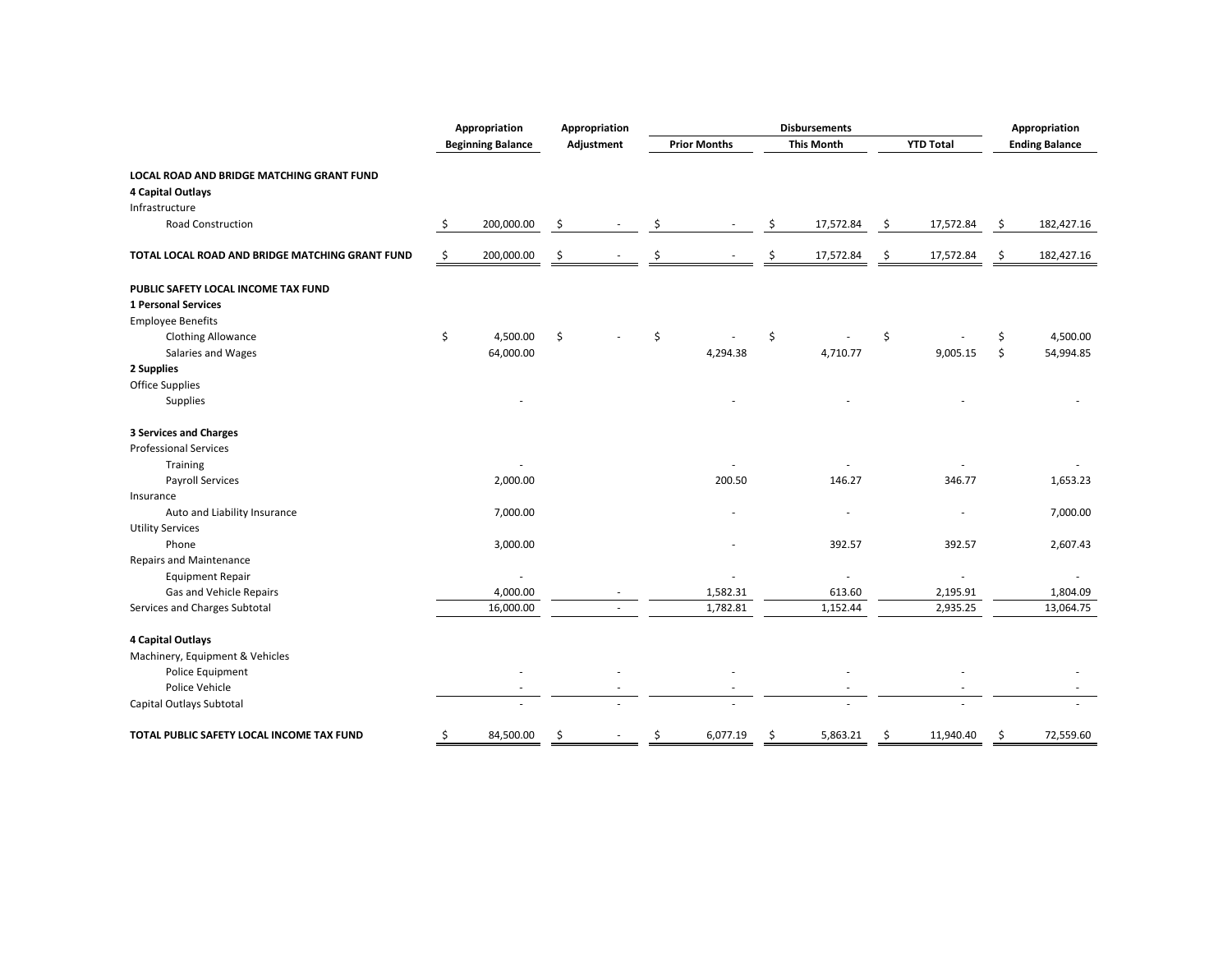| | Appropriation Beginning Balance | Appropriation Adjustment | Disbursements Prior Months | This Month | YTD Total | Appropriation Ending Balance |
|---|---|---|---|---|---|---|
| **LOCAL ROAD AND BRIDGE MATCHING GRANT FUND** | | | | | | |
| **4 Capital Outlays** | | | | | | |
| Infrastructure | | | | | | |
| Road Construction | $ 200,000.00 | $ - | $ - | $ 17,572.84 | $ 17,572.84 | $ 182,427.16 |
| **TOTAL LOCAL ROAD AND BRIDGE MATCHING GRANT FUND** | $ 200,000.00 | $ - | $ - | $ 17,572.84 | $ 17,572.84 | $ 182,427.16 |
| **PUBLIC SAFETY LOCAL INCOME TAX FUND** | | | | | | |
| **1 Personal Services** | | | | | | |
| Employee Benefits | | | | | | |
| Clothing Allowance | $ 4,500.00 | $ - | $ - | $ - | $ - | $ 4,500.00 |
| Salaries and Wages | 64,000.00 | | 4,294.38 | 4,710.77 | 9,005.15 | $ 54,994.85 |
| **2 Supplies** | | | | | | |
| Office Supplies | | | | | | |
| Supplies | - | | - | - | - | - |
| **3 Services and Charges** | | | | | | |
| Professional Services | | | | | | |
| Training | - | | - | - | - | - |
| Payroll Services | 2,000.00 | | 200.50 | 146.27 | 346.77 | 1,653.23 |
| Insurance | | | | | | |
| Auto and Liability Insurance | 7,000.00 | | - | - | - | 7,000.00 |
| Utility Services | | | | | | |
| Phone | 3,000.00 | | - | 392.57 | 392.57 | 2,607.43 |
| Repairs and Maintenance | | | | | | |
| Equipment Repair | - | | - | - | - | - |
| Gas and Vehicle Repairs | 4,000.00 | - | 1,582.31 | 613.60 | 2,195.91 | 1,804.09 |
| Services and Charges Subtotal | 16,000.00 | - | 1,782.81 | 1,152.44 | 2,935.25 | 13,064.75 |
| **4 Capital Outlays** | | | | | | |
| Machinery, Equipment & Vehicles | | | | | | |
| Police Equipment | - | - | - | - | - | - |
| Police Vehicle | - | - | - | - | - | - |
| Capital Outlays Subtotal | - | - | - | - | - | - |
| **TOTAL PUBLIC SAFETY LOCAL INCOME TAX FUND** | $ 84,500.00 | $ - | $ 6,077.19 | $ 5,863.21 | $ 11,940.40 | $ 72,559.60 |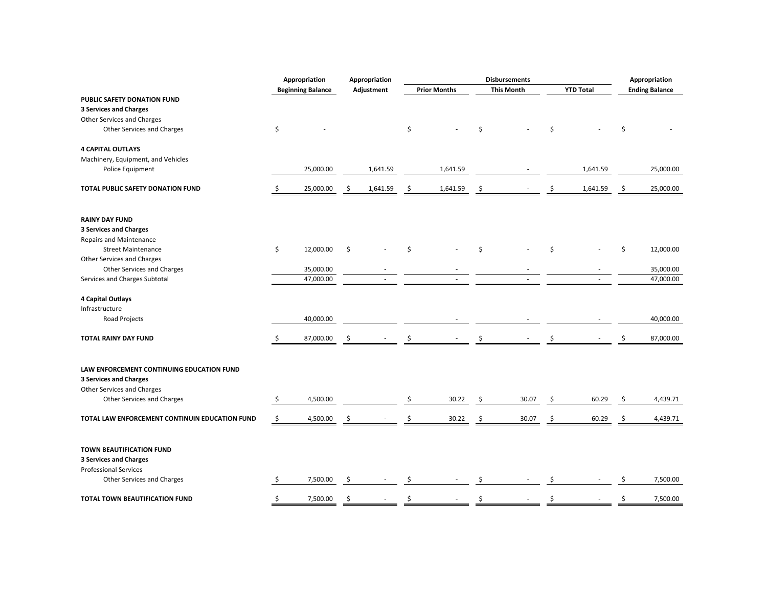| | Appropriation Beginning Balance | Appropriation Adjustment | Disbursements Prior Months | Disbursements This Month | Disbursements YTD Total | Appropriation Ending Balance |
|---|---|---|---|---|---|---|
| **PUBLIC SAFETY DONATION FUND** | | | | | | |
| **3 Services and Charges** | | | | | | |
| Other Services and Charges | | | | | | |
| Other Services and Charges | $ - | | $ - | $ - | $ - | $ - |
| **4 CAPITAL OUTLAYS** | | | | | | |
| Machinery, Equipment, and Vehicles | | | | | | |
| Police Equipment | 25,000.00 | 1,641.59 | 1,641.59 | - | 1,641.59 | 25,000.00 |
| **TOTAL PUBLIC SAFETY DONATION FUND** | $ 25,000.00 | $ 1,641.59 | $ 1,641.59 | $ - | $ 1,641.59 | $ 25,000.00 |
| **RAINY DAY FUND** | | | | | | |
| **3 Services and Charges** | | | | | | |
| Repairs and Maintenance | | | | | | |
| Street Maintenance | $ 12,000.00 | $ - | $ - | $ - | $ - | $ 12,000.00 |
| Other Services and Charges | | | | | | |
| Other Services and Charges | 35,000.00 | - | - | - | - | 35,000.00 |
| Services and Charges Subtotal | 47,000.00 | - | - | - | - | 47,000.00 |
| **4 Capital Outlays** | | | | | | |
| Infrastructure | | | | | | |
| Road Projects | 40,000.00 | | - | - | - | 40,000.00 |
| **TOTAL RAINY DAY FUND** | $ 87,000.00 | $ - | $ - | $ - | $ - | $ 87,000.00 |
| **LAW ENFORCEMENT CONTINUING EDUCATION FUND** | | | | | | |
| **3 Services and Charges** | | | | | | |
| Other Services and Charges | | | | | | |
| Other Services and Charges | $ 4,500.00 | | $ 30.22 | $ 30.07 | $ 60.29 | $ 4,439.71 |
| **TOTAL LAW ENFORCEMENT CONTINUIN EDUCATION FUND** | $ 4,500.00 | $ - | $ 30.22 | $ 30.07 | $ 60.29 | $ 4,439.71 |
| **TOWN BEAUTIFICATION FUND** | | | | | | |
| **3 Services and Charges** | | | | | | |
| Professional Services | | | | | | |
| Other Services and Charges | $ 7,500.00 | $ - | $ - | $ - | $ - | $ 7,500.00 |
| **TOTAL TOWN BEAUTIFICATION FUND** | $ 7,500.00 | $ - | $ - | $ - | $ - | $ 7,500.00 |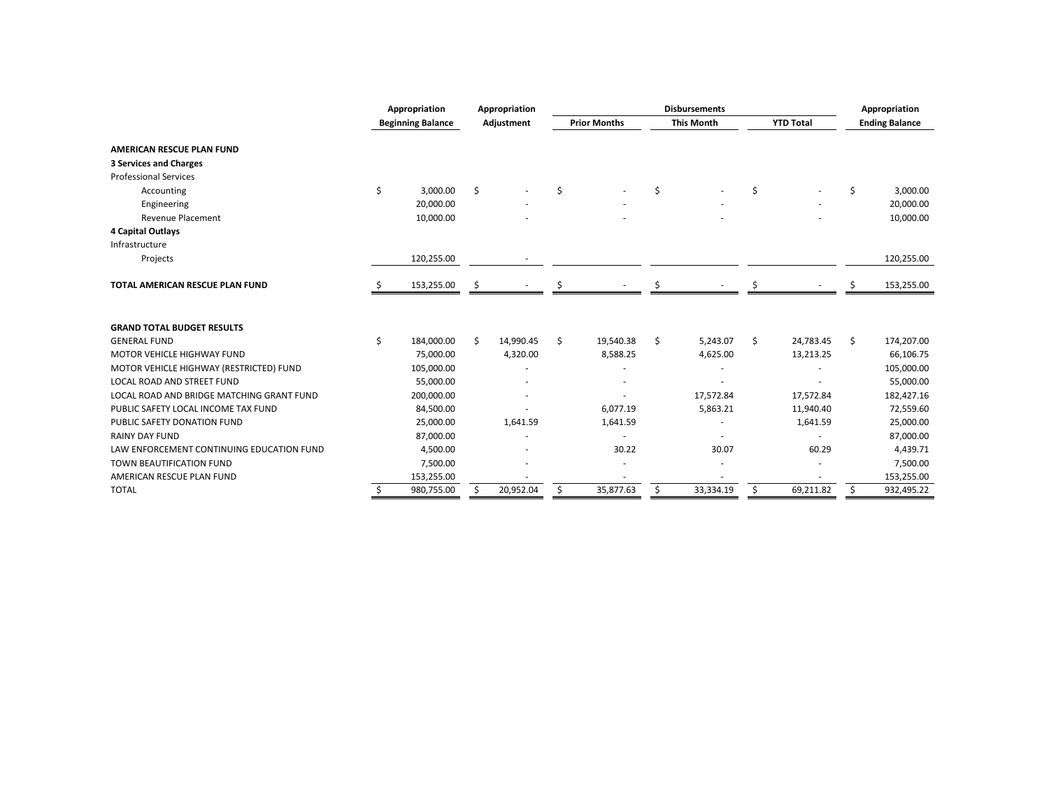| | Appropriation Beginning Balance | Appropriation Adjustment | Disbursements Prior Months | Disbursements This Month | Disbursements YTD Total | Appropriation Ending Balance |
|---|---|---|---|---|---|---|
| **AMERICAN RESCUE PLAN FUND** | | | | | | |
| **3 Services and Charges** | | | | | | |
| Professional Services | | | | | | |
| Accounting | $ 3,000.00 | $ - | $ - | $ - | $ - | $ 3,000.00 |
| Engineering | 20,000.00 | - | - | - | - | 20,000.00 |
| Revenue Placement | 10,000.00 | - | - | - | - | 10,000.00 |
| **4 Capital Outlays** | | | | | | |
| Infrastructure | | | | | | |
| Projects | 120,255.00 | - | | | | 120,255.00 |
| **TOTAL AMERICAN RESCUE PLAN FUND** | $ 153,255.00 | $ - | $ - | $ - | $ - | $ 153,255.00 |

| | Appropriation Beginning Balance | Appropriation Adjustment | Disbursements Prior Months | Disbursements This Month | Disbursements YTD Total | Appropriation Ending Balance |
|---|---|---|---|---|---|---|
| **GRAND TOTAL BUDGET RESULTS** | | | | | | |
| GENERAL FUND | $ 184,000.00 | $ 14,990.45 | $ 19,540.38 | $ 5,243.07 | $ 24,783.45 | $ 174,207.00 |
| MOTOR VEHICLE HIGHWAY FUND | 75,000.00 | 4,320.00 | 8,588.25 | 4,625.00 | 13,213.25 | 66,106.75 |
| MOTOR VEHICLE HIGHWAY (RESTRICTED) FUND | 105,000.00 | - | - | - | - | 105,000.00 |
| LOCAL ROAD AND STREET FUND | 55,000.00 | - | - | - | - | 55,000.00 |
| LOCAL ROAD AND BRIDGE MATCHING GRANT FUND | 200,000.00 | - | - | 17,572.84 | 17,572.84 | 182,427.16 |
| PUBLIC SAFETY LOCAL INCOME TAX FUND | 84,500.00 | - | 6,077.19 | 5,863.21 | 11,940.40 | 72,559.60 |
| PUBLIC SAFETY DONATION FUND | 25,000.00 | 1,641.59 | 1,641.59 | - | 1,641.59 | 25,000.00 |
| RAINY DAY FUND | 87,000.00 | - | - | - | - | 87,000.00 |
| LAW ENFORCEMENT CONTINUING EDUCATION FUND | 4,500.00 | - | 30.22 | 30.07 | 60.29 | 4,439.71 |
| TOWN BEAUTIFICATION FUND | 7,500.00 | - | - | - | - | 7,500.00 |
| AMERICAN RESCUE PLAN FUND | 153,255.00 | - | - | - | - | 153,255.00 |
| TOTAL | $ 980,755.00 | $ 20,952.04 | $ 35,877.63 | $ 33,334.19 | $ 69,211.82 | $ 932,495.22 |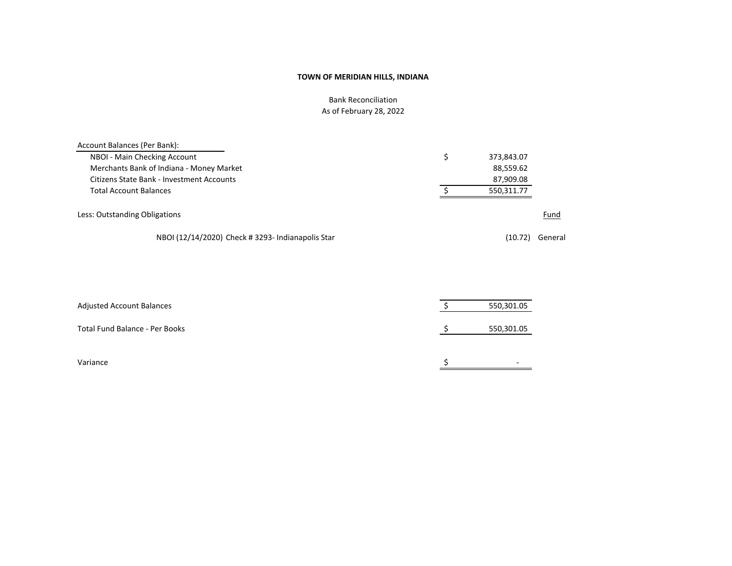**TOWN OF MERIDIAN HILLS, INDIANA**

Bank Reconciliation
As of February 28, 2022

| | | |
|---|---|---|
| **Account Balances (Per Bank):** | | |
| NBOI - Main Checking Account | $ 373,843.07 | |
| Merchants Bank of Indiana - Money Market | 88,559.62 | |
| Citizens State Bank - Investment Accounts | 87,909.08 | |
| Total Account Balances | $ 550,311.77 | |
| | | |
| Less: Outstanding Obligations | | Fund |
| NBOI (12/14/2020) Check # 3293- Indianapolis Star | (10.72) | General |
| | | |
| Adjusted Account Balances | $ 550,301.05 | |
| | | |
| Total Fund Balance - Per Books | $ 550,301.05 | |
| | | |
| Variance | $ - | |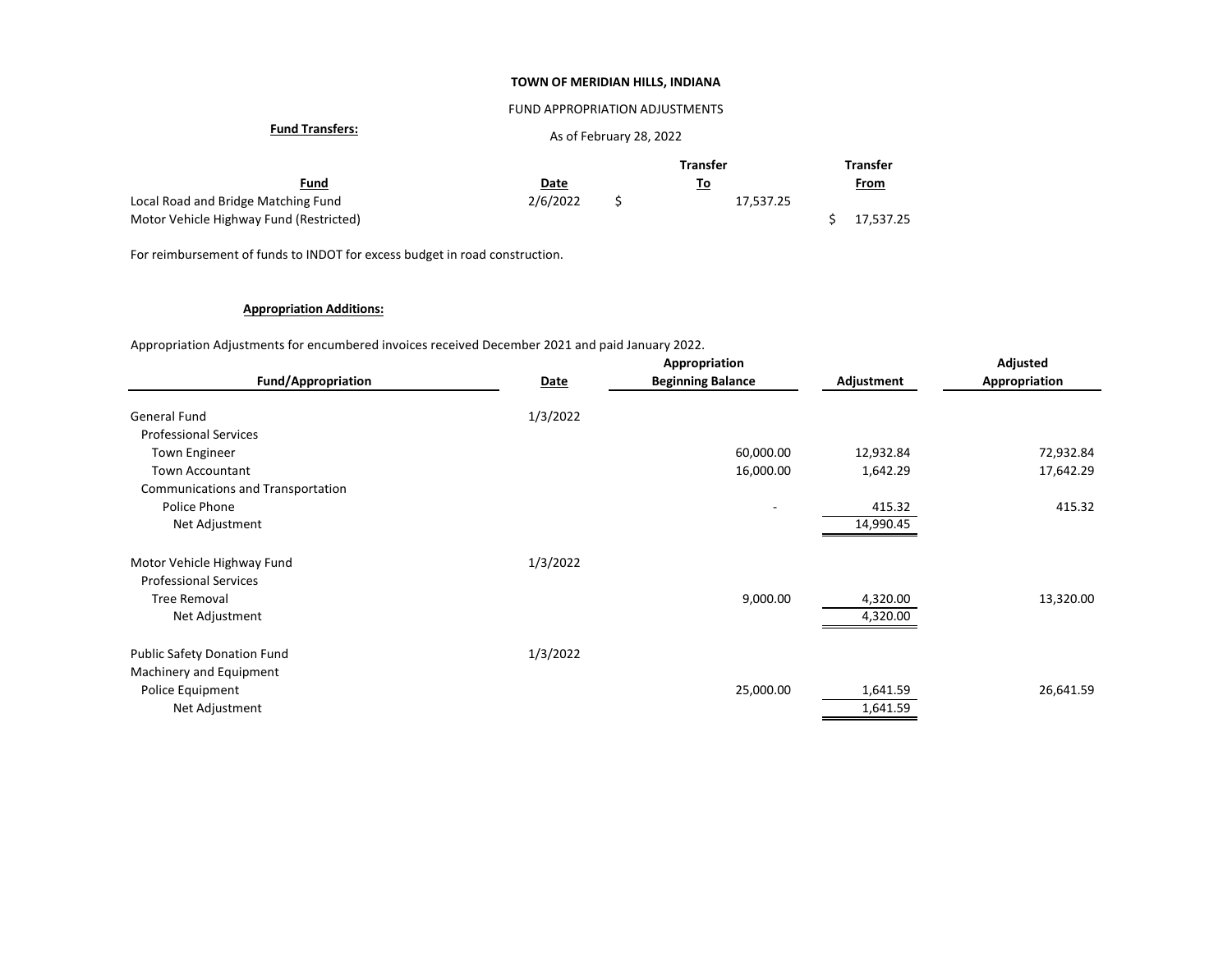**TOWN OF MERIDIAN HILLS, INDIANA**

FUND APPROPRIATION ADJUSTMENTS

As of February 28, 2022

**Fund Transfers:**

| Fund | Date | Transfer To | Transfer From |
|---|---|---|---|
| Local Road and Bridge Matching Fund | 2/6/2022 | $ 17,537.25 | |
| Motor Vehicle Highway Fund (Restricted) | | | $ 17,537.25 |

For reimbursement of funds to INDOT for excess budget in road construction.

**Appropriation Additions:**

Appropriation Adjustments for encumbered invoices received December 2021 and paid January 2022.

| Fund/Appropriation | Date | Appropriation Beginning Balance | Adjustment | Adjusted Appropriation |
|---|---|---|---|---|
| General Fund | 1/3/2022 | | | |
| Professional Services | | | | |
| Town Engineer | | 60,000.00 | 12,932.84 | 72,932.84 |
| Town Accountant | | 16,000.00 | 1,642.29 | 17,642.29 |
| Communications and Transportation | | | | |
| Police Phone | | - | 415.32 | 415.32 |
| Net Adjustment | | | 14,990.45 | |
| Motor Vehicle Highway Fund | 1/3/2022 | | | |
| Professional Services | | | | |
| Tree Removal | | 9,000.00 | 4,320.00 | 13,320.00 |
| Net Adjustment | | | 4,320.00 | |
| Public Safety Donation Fund | 1/3/2022 | | | |
| Machinery and Equipment | | | | |
| Police Equipment | | 25,000.00 | 1,641.59 | 26,641.59 |
| Net Adjustment | | | 1,641.59 | |